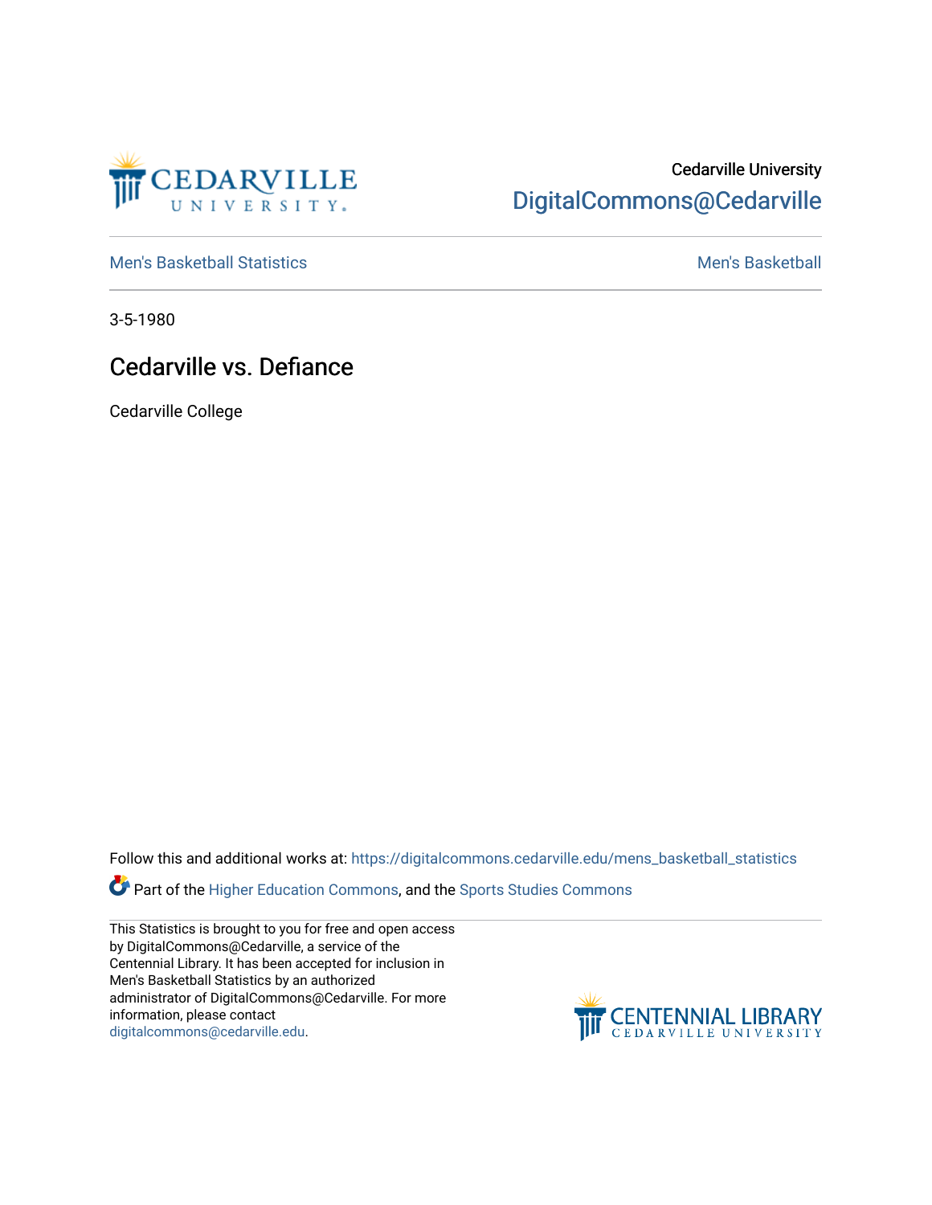Cedarville University
DigitalCommons@Cedarville

Men's Basketball Statistics | Men's Basketball

3-5-1980

# Cedarville vs. Defiance

Cedarville College

Follow this and additional works at: https://digitalcommons.cedarville.edu/mens_basketball_statistics

Part of the Higher Education Commons, and the Sports Studies Commons

This Statistics is brought to you for free and open access by DigitalCommons@Cedarville, a service of the Centennial Library. It has been accepted for inclusion in Men's Basketball Statistics by an authorized administrator of DigitalCommons@Cedarville. For more information, please contact digitalcommons@cedarville.edu.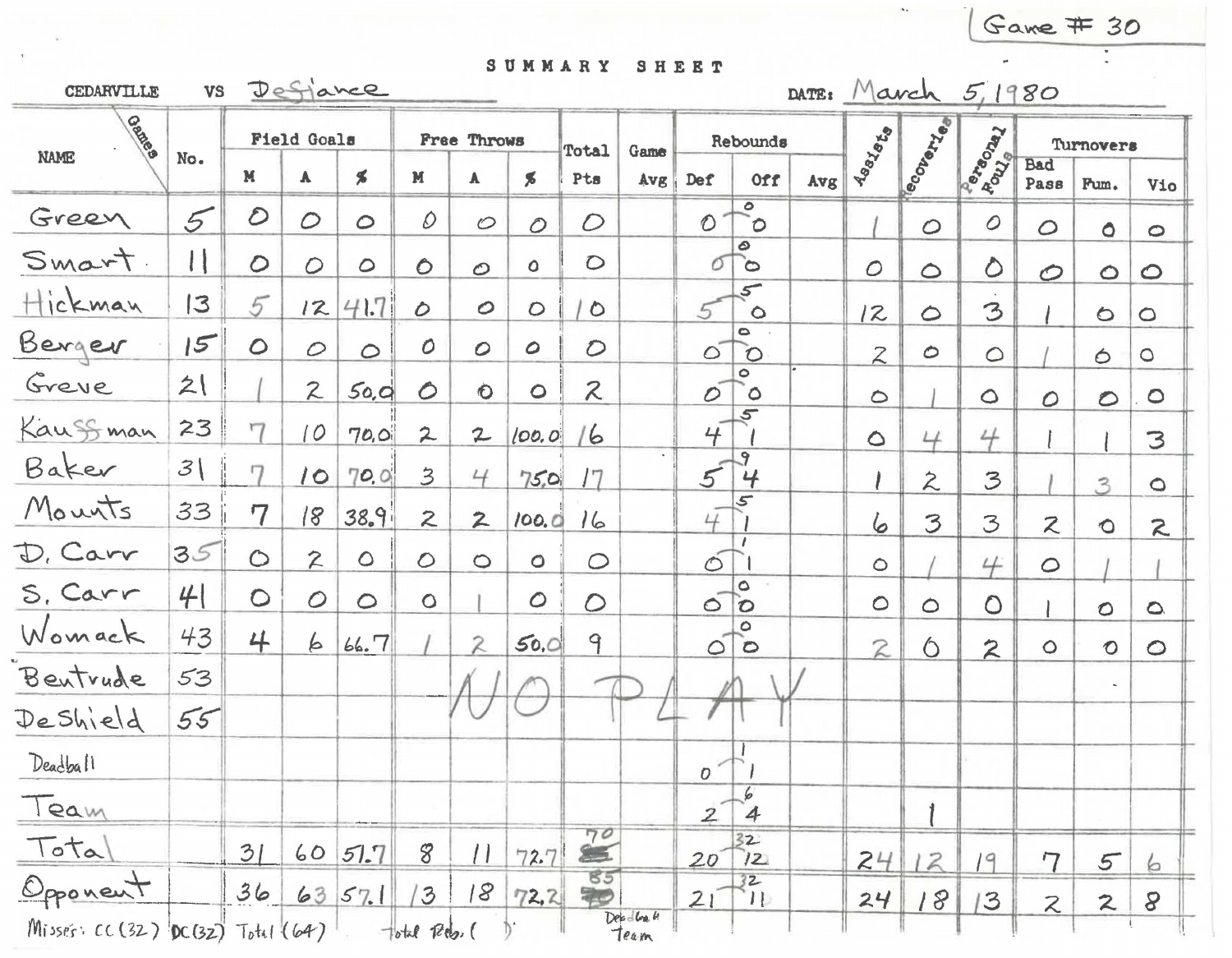Game # 30

SUMMARY SHEET

CEDARVILLE VS Defiance DATE: March 5, 1980

| NAME | No. | Field Goals M | Field Goals A | Field Goals % | Free Throws M | Free Throws A | Free Throws % | Total Pts | Game Avg | Rebounds Def | Rebounds Off | Rebounds Total | Rebounds Avg | Assists | Recoveries | Personal Fouls | Turnovers Bad Pass | Turnovers Fum. | Turnovers Vio |
|---|---|---|---|---|---|---|---|---|---|---|---|---|---|---|---|---|---|---|---|
| Green | 5 | 0 | 0 | 0 | 0 | 0 | 0 | 0 | | 0 | 0 | 0 | | 1 | 0 | 0 | 0 | 0 | 0 |
| Smart | 11 | 0 | 0 | 0 | 0 | 0 | 0 | 0 | | 0 | 0 | 0 | | 0 | 0 | 0 | 0 | 0 | 0 |
| Hickman | 13 | 5 | 12 | 41.7 | 0 | 0 | 0 | 10 | | 5 | 0 | 5 | | 12 | 0 | 3 | 1 | 0 | 0 |
| Berger | 15 | 0 | 0 | 0 | 0 | 0 | 0 | 0 | | 0 | 0 | 0 | | 2 | 0 | 0 | 1 | 0 | 0 |
| Greve | 21 | 1 | 2 | 50.0 | 0 | 0 | 0 | 2 | | 0 | 0 | 0 | | 0 | 1 | 0 | 0 | 0 | 0 |
| Kaufman | 23 | 7 | 10 | 70.0 | 2 | 2 | 100.0 | 16 | | 4 | 1 | 5 | | 0 | 4 | 4 | 1 | 1 | 3 |
| Baker | 31 | 7 | 10 | 70.0 | 3 | 4 | 75.0 | 17 | | 5 | 4 | 9 | | 1 | 2 | 3 | 1 | 3 | 0 |
| Mounts | 33 | 7 | 18 | 38.9 | 2 | 2 | 100.0 | 16 | | 4 | 1 | 5 | | 6 | 3 | 3 | 2 | 0 | 2 |
| D. Carr | 35 | 0 | 2 | 0 | 0 | 0 | 0 | 0 | | 0 | 1 | 1 | | 0 | 1 | 4 | 0 | 1 | 1 |
| S. Carr | 41 | 0 | 0 | 0 | 0 | 1 | 0 | 0 | | 0 | 0 | 0 | | 0 | 0 | 0 | 1 | 0 | 0 |
| Womack | 43 | 4 | 6 | 66.7 | 1 | 2 | 50.0 | 9 | | 0 | 0 | 0 | | 2 | 0 | 2 | 0 | 0 | 0 |
| Bentrude | 53 | NO PLAY | | | | | | | | | | | | | | | | | |
| DeShield | 55 | NO PLAY | | | | | | | | | | | | | | | | | |
| Deadball | | | | | | | | | | 0 | 1 | 1 | | | | | | | |
| Team | | | | | | | | | | 2 | 4 | 6 | | | 1 | | | | |
| Total | | 31 | 60 | 51.7 | 8 | 11 | 72.7 | 70 | | 20 | 12 | 32 | | 24 | 12 | 19 | 7 | 5 | 6 |
| Opponent | | 36 | 63 | 57.1 | 13 | 18 | 72.2 | 85 | | 21 | 11 | 32 | | 24 | 18 | 13 | 2 | 2 | 8 |

Misses: CC (32) DC (32) Total (64) Total Rebs. ( ) Deadball Team